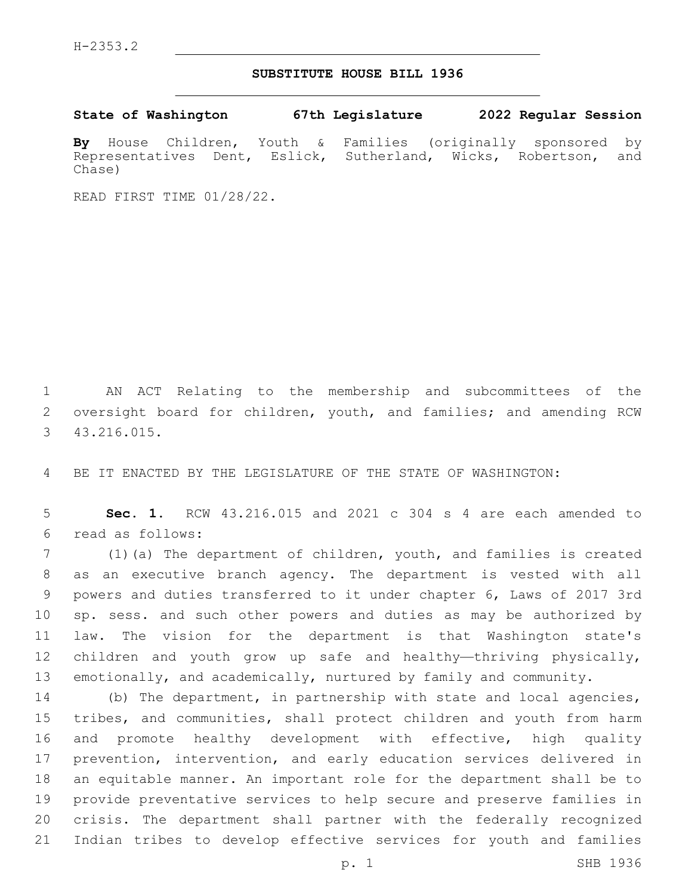H-2353.2

# SUBSTITUTE HOUSE BILL 1936

**State of Washington 67th Legislature 2022 Regular Session**

**By** House Children, Youth & Families (originally sponsored by Representatives Dent, Eslick, Sutherland, Wicks, Robertson, and Chase)

READ FIRST TIME 01/28/22.

AN ACT Relating to the membership and subcommittees of the oversight board for children, youth, and families; and amending RCW 43.216.015.

BE IT ENACTED BY THE LEGISLATURE OF THE STATE OF WASHINGTON:

**Sec. 1.** RCW 43.216.015 and 2021 c 304 s 4 are each amended to read as follows:

(1)(a) The department of children, youth, and families is created as an executive branch agency. The department is vested with all powers and duties transferred to it under chapter 6, Laws of 2017 3rd sp. sess. and such other powers and duties as may be authorized by law. The vision for the department is that Washington state's children and youth grow up safe and healthy—thriving physically, emotionally, and academically, nurtured by family and community.

(b) The department, in partnership with state and local agencies, tribes, and communities, shall protect children and youth from harm and promote healthy development with effective, high quality prevention, intervention, and early education services delivered in an equitable manner. An important role for the department shall be to provide preventative services to help secure and preserve families in crisis. The department shall partner with the federally recognized Indian tribes to develop effective services for youth and families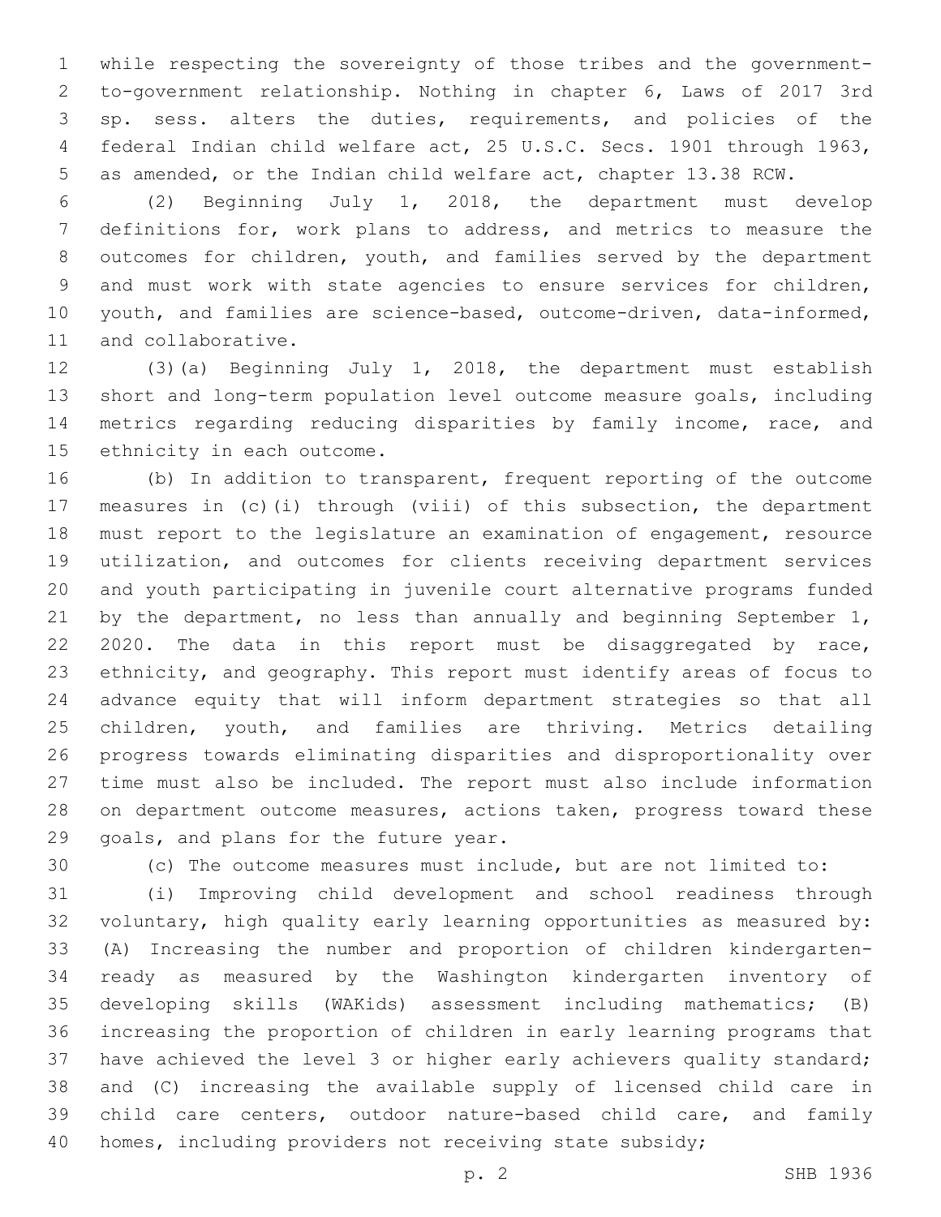while respecting the sovereignty of those tribes and the government-to-government relationship. Nothing in chapter 6, Laws of 2017 3rd sp. sess. alters the duties, requirements, and policies of the federal Indian child welfare act, 25 U.S.C. Secs. 1901 through 1963, as amended, or the Indian child welfare act, chapter 13.38 RCW.

(2) Beginning July 1, 2018, the department must develop definitions for, work plans to address, and metrics to measure the outcomes for children, youth, and families served by the department and must work with state agencies to ensure services for children, youth, and families are science-based, outcome-driven, data-informed, and collaborative.

(3)(a) Beginning July 1, 2018, the department must establish short and long-term population level outcome measure goals, including metrics regarding reducing disparities by family income, race, and ethnicity in each outcome.

(b) In addition to transparent, frequent reporting of the outcome measures in (c)(i) through (viii) of this subsection, the department must report to the legislature an examination of engagement, resource utilization, and outcomes for clients receiving department services and youth participating in juvenile court alternative programs funded by the department, no less than annually and beginning September 1, 2020. The data in this report must be disaggregated by race, ethnicity, and geography. This report must identify areas of focus to advance equity that will inform department strategies so that all children, youth, and families are thriving. Metrics detailing progress towards eliminating disparities and disproportionality over time must also be included. The report must also include information on department outcome measures, actions taken, progress toward these goals, and plans for the future year.

(c) The outcome measures must include, but are not limited to:

(i) Improving child development and school readiness through voluntary, high quality early learning opportunities as measured by: (A) Increasing the number and proportion of children kindergarten-ready as measured by the Washington kindergarten inventory of developing skills (WAKids) assessment including mathematics; (B) increasing the proportion of children in early learning programs that have achieved the level 3 or higher early achievers quality standard; and (C) increasing the available supply of licensed child care in child care centers, outdoor nature-based child care, and family homes, including providers not receiving state subsidy;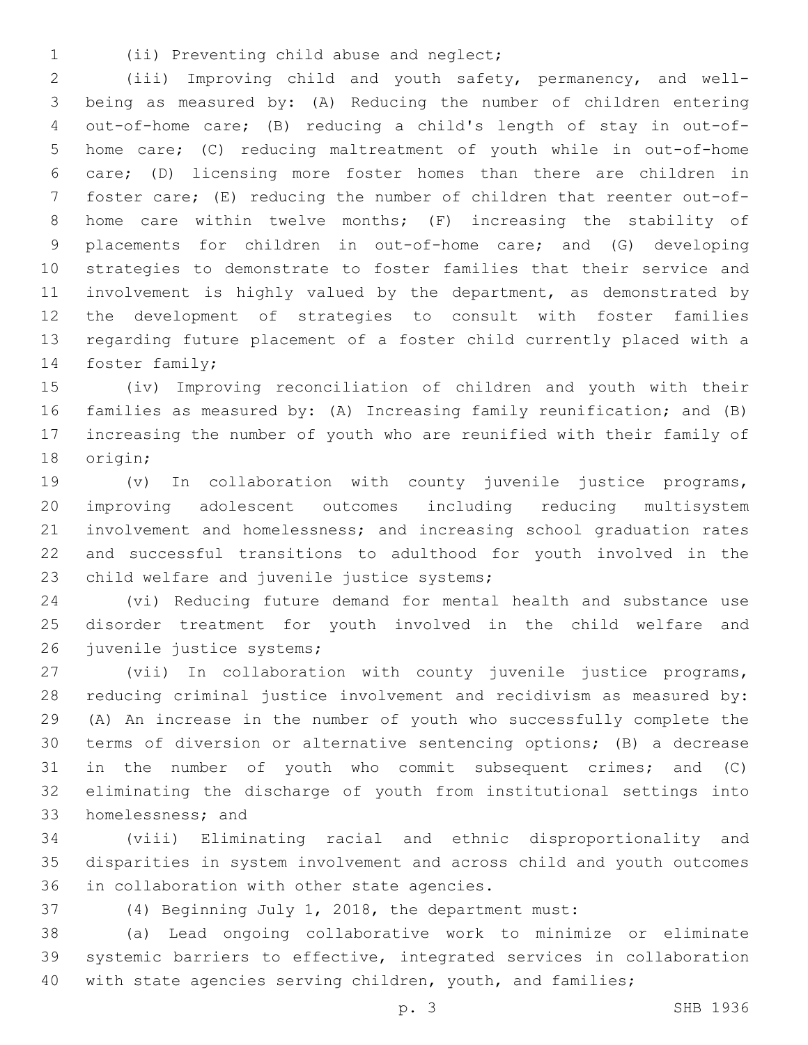(ii) Preventing child abuse and neglect;

(iii) Improving child and youth safety, permanency, and well-being as measured by: (A) Reducing the number of children entering out-of-home care; (B) reducing a child's length of stay in out-of-home care; (C) reducing maltreatment of youth while in out-of-home care; (D) licensing more foster homes than there are children in foster care; (E) reducing the number of children that reenter out-of-home care within twelve months; (F) increasing the stability of placements for children in out-of-home care; and (G) developing strategies to demonstrate to foster families that their service and involvement is highly valued by the department, as demonstrated by the development of strategies to consult with foster families regarding future placement of a foster child currently placed with a foster family;

(iv) Improving reconciliation of children and youth with their families as measured by: (A) Increasing family reunification; and (B) increasing the number of youth who are reunified with their family of origin;

(v) In collaboration with county juvenile justice programs, improving adolescent outcomes including reducing multisystem involvement and homelessness; and increasing school graduation rates and successful transitions to adulthood for youth involved in the child welfare and juvenile justice systems;

(vi) Reducing future demand for mental health and substance use disorder treatment for youth involved in the child welfare and juvenile justice systems;

(vii) In collaboration with county juvenile justice programs, reducing criminal justice involvement and recidivism as measured by: (A) An increase in the number of youth who successfully complete the terms of diversion or alternative sentencing options; (B) a decrease in the number of youth who commit subsequent crimes; and (C) eliminating the discharge of youth from institutional settings into homelessness; and

(viii) Eliminating racial and ethnic disproportionality and disparities in system involvement and across child and youth outcomes in collaboration with other state agencies.

(4) Beginning July 1, 2018, the department must:

(a) Lead ongoing collaborative work to minimize or eliminate systemic barriers to effective, integrated services in collaboration with state agencies serving children, youth, and families;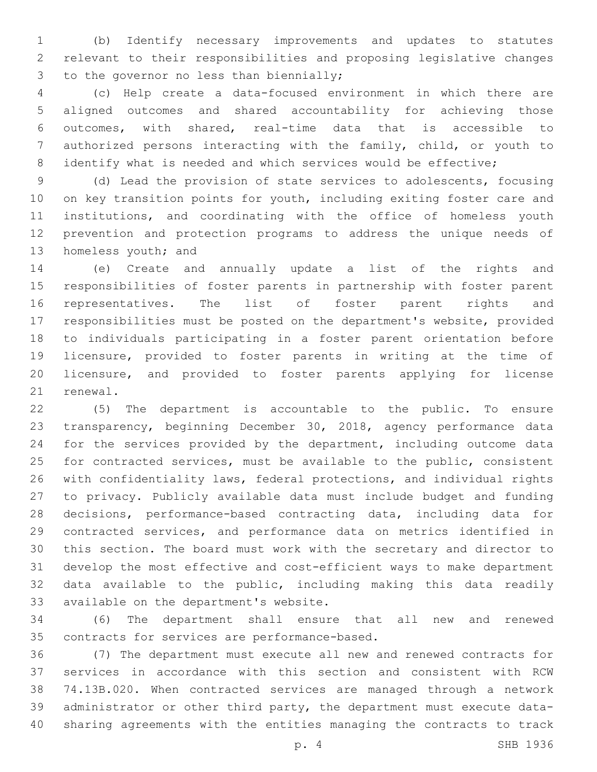(b) Identify necessary improvements and updates to statutes relevant to their responsibilities and proposing legislative changes to the governor no less than biennially;

(c) Help create a data-focused environment in which there are aligned outcomes and shared accountability for achieving those outcomes, with shared, real-time data that is accessible to authorized persons interacting with the family, child, or youth to identify what is needed and which services would be effective;

(d) Lead the provision of state services to adolescents, focusing on key transition points for youth, including exiting foster care and institutions, and coordinating with the office of homeless youth prevention and protection programs to address the unique needs of homeless youth; and

(e) Create and annually update a list of the rights and responsibilities of foster parents in partnership with foster parent representatives. The list of foster parent rights and responsibilities must be posted on the department's website, provided to individuals participating in a foster parent orientation before licensure, provided to foster parents in writing at the time of licensure, and provided to foster parents applying for license renewal.

(5) The department is accountable to the public. To ensure transparency, beginning December 30, 2018, agency performance data for the services provided by the department, including outcome data for contracted services, must be available to the public, consistent with confidentiality laws, federal protections, and individual rights to privacy. Publicly available data must include budget and funding decisions, performance-based contracting data, including data for contracted services, and performance data on metrics identified in this section. The board must work with the secretary and director to develop the most effective and cost-efficient ways to make department data available to the public, including making this data readily available on the department's website.

(6) The department shall ensure that all new and renewed contracts for services are performance-based.

(7) The department must execute all new and renewed contracts for services in accordance with this section and consistent with RCW 74.13B.020. When contracted services are managed through a network administrator or other third party, the department must execute data-sharing agreements with the entities managing the contracts to track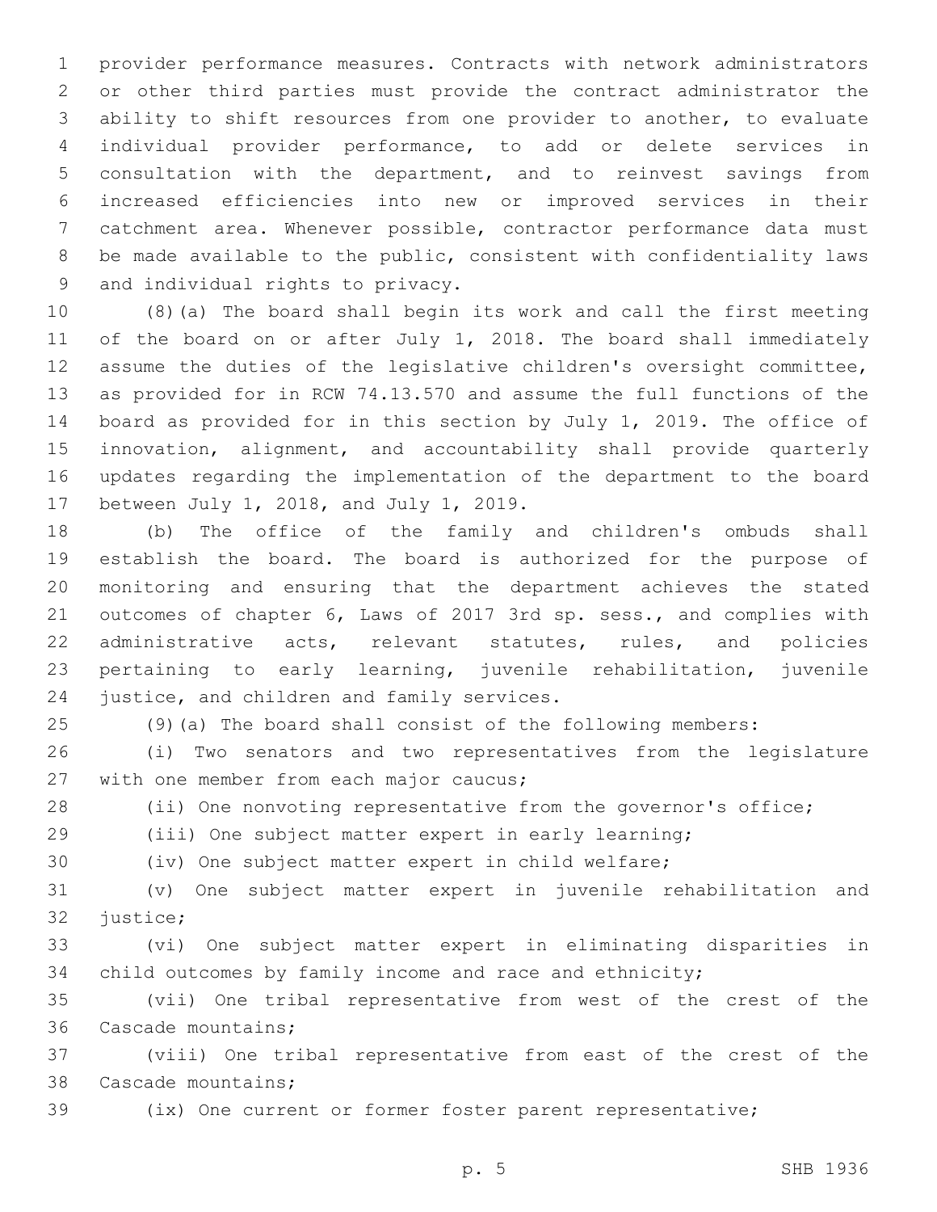provider performance measures. Contracts with network administrators or other third parties must provide the contract administrator the ability to shift resources from one provider to another, to evaluate individual provider performance, to add or delete services in consultation with the department, and to reinvest savings from increased efficiencies into new or improved services in their catchment area. Whenever possible, contractor performance data must be made available to the public, consistent with confidentiality laws and individual rights to privacy.

(8)(a) The board shall begin its work and call the first meeting of the board on or after July 1, 2018. The board shall immediately assume the duties of the legislative children's oversight committee, as provided for in RCW 74.13.570 and assume the full functions of the board as provided for in this section by July 1, 2019. The office of innovation, alignment, and accountability shall provide quarterly updates regarding the implementation of the department to the board between July 1, 2018, and July 1, 2019.

(b) The office of the family and children's ombuds shall establish the board. The board is authorized for the purpose of monitoring and ensuring that the department achieves the stated outcomes of chapter 6, Laws of 2017 3rd sp. sess., and complies with administrative acts, relevant statutes, rules, and policies pertaining to early learning, juvenile rehabilitation, juvenile justice, and children and family services.

(9)(a) The board shall consist of the following members:

(i) Two senators and two representatives from the legislature with one member from each major caucus;

(ii) One nonvoting representative from the governor's office;

(iii) One subject matter expert in early learning;

(iv) One subject matter expert in child welfare;

(v) One subject matter expert in juvenile rehabilitation and justice;

(vi) One subject matter expert in eliminating disparities in child outcomes by family income and race and ethnicity;

(vii) One tribal representative from west of the crest of the Cascade mountains;

(viii) One tribal representative from east of the crest of the Cascade mountains;

(ix) One current or former foster parent representative;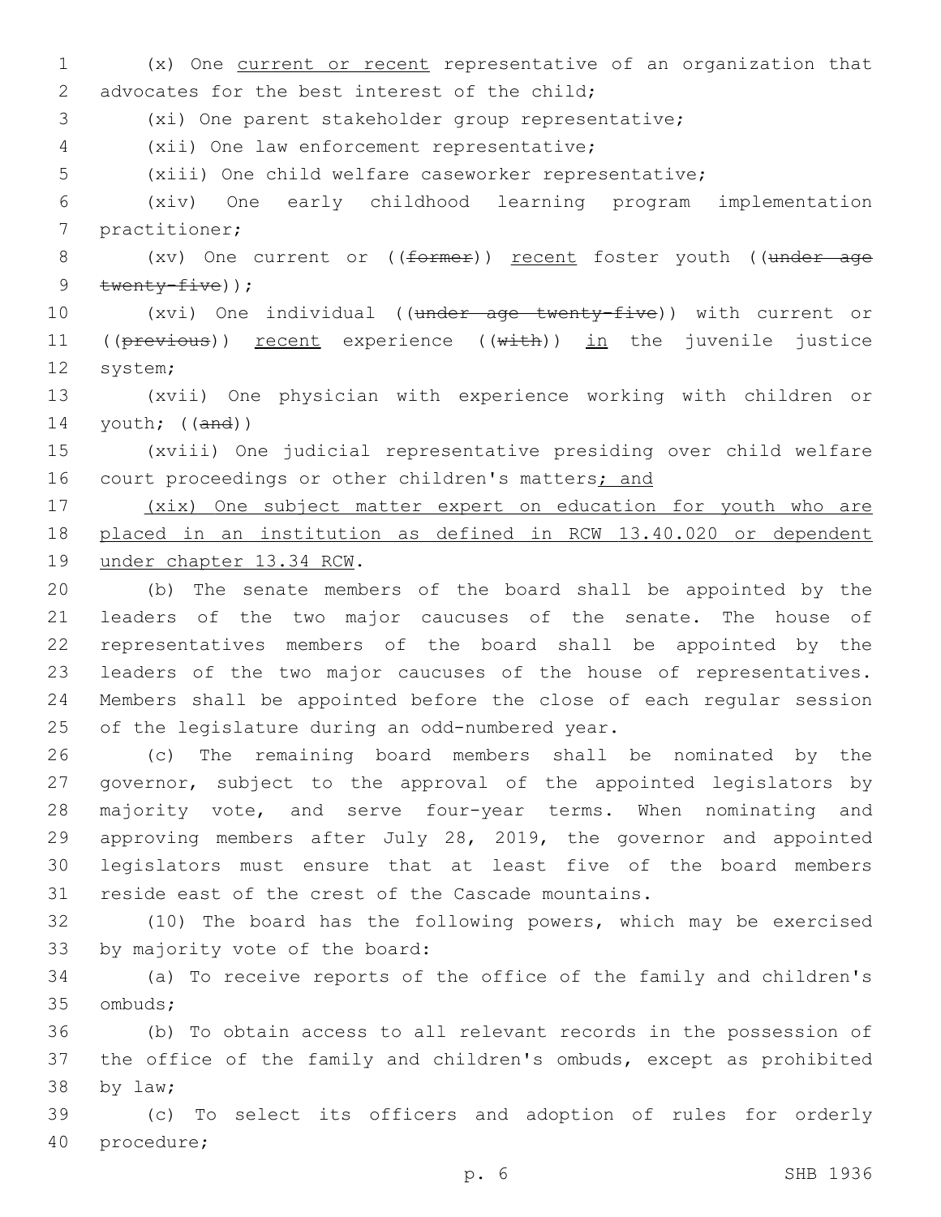(x) One current or recent representative of an organization that advocates for the best interest of the child;

(xi) One parent stakeholder group representative;

(xii) One law enforcement representative;

(xiii) One child welfare caseworker representative;

(xiv) One early childhood learning program implementation practitioner;

(xv) One current or ((~~former~~)) recent foster youth ((~~under age twenty-five~~));

(xvi) One individual ((~~under age twenty-five~~)) with current or ((~~previous~~)) recent experience ((~~with~~)) in the juvenile justice system;

(xvii) One physician with experience working with children or youth; ((~~and~~))

(xviii) One judicial representative presiding over child welfare court proceedings or other children's matters; and

(xix) One subject matter expert on education for youth who are placed in an institution as defined in RCW 13.40.020 or dependent under chapter 13.34 RCW.

(b) The senate members of the board shall be appointed by the leaders of the two major caucuses of the senate. The house of representatives members of the board shall be appointed by the leaders of the two major caucuses of the house of representatives. Members shall be appointed before the close of each regular session of the legislature during an odd-numbered year.

(c) The remaining board members shall be nominated by the governor, subject to the approval of the appointed legislators by majority vote, and serve four-year terms. When nominating and approving members after July 28, 2019, the governor and appointed legislators must ensure that at least five of the board members reside east of the crest of the Cascade mountains.

(10) The board has the following powers, which may be exercised by majority vote of the board:

(a) To receive reports of the office of the family and children's ombuds;

(b) To obtain access to all relevant records in the possession of the office of the family and children's ombuds, except as prohibited by law;

(c) To select its officers and adoption of rules for orderly procedure;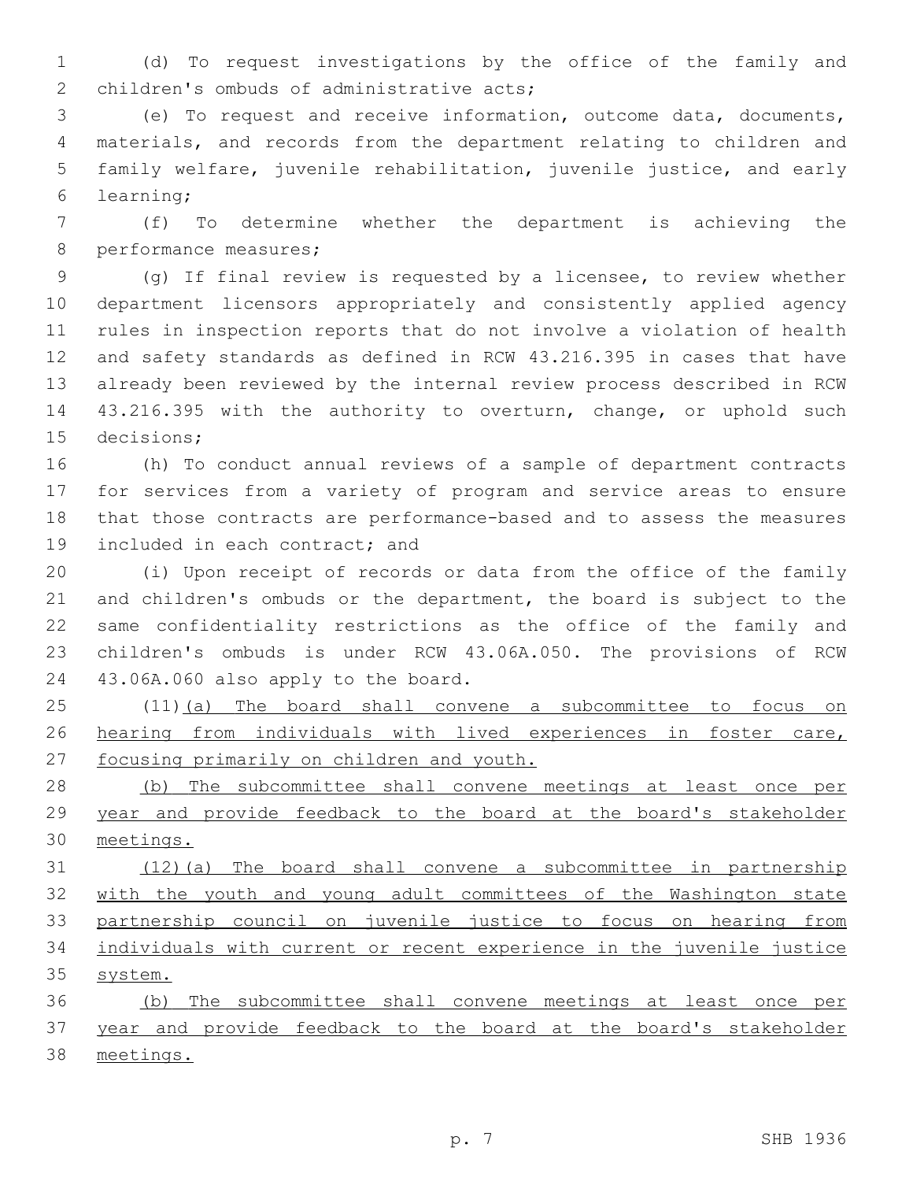(d) To request investigations by the office of the family and children's ombuds of administrative acts;

(e) To request and receive information, outcome data, documents, materials, and records from the department relating to children and family welfare, juvenile rehabilitation, juvenile justice, and early learning;

(f) To determine whether the department is achieving the performance measures;

(g) If final review is requested by a licensee, to review whether department licensors appropriately and consistently applied agency rules in inspection reports that do not involve a violation of health and safety standards as defined in RCW 43.216.395 in cases that have already been reviewed by the internal review process described in RCW 43.216.395 with the authority to overturn, change, or uphold such decisions;

(h) To conduct annual reviews of a sample of department contracts for services from a variety of program and service areas to ensure that those contracts are performance-based and to assess the measures included in each contract; and

(i) Upon receipt of records or data from the office of the family and children's ombuds or the department, the board is subject to the same confidentiality restrictions as the office of the family and children's ombuds is under RCW 43.06A.050. The provisions of RCW 43.06A.060 also apply to the board.

(11)<u>(a) The board shall convene a subcommittee to focus on hearing from individuals with lived experiences in foster care, focusing primarily on children and youth.</u>

<u>(b) The subcommittee shall convene meetings at least once per year and provide feedback to the board at the board's stakeholder meetings.</u>

<u>(12)(a) The board shall convene a subcommittee in partnership with the youth and young adult committees of the Washington state partnership council on juvenile justice to focus on hearing from individuals with current or recent experience in the juvenile justice system.</u>

<u>(b) The subcommittee shall convene meetings at least once per year and provide feedback to the board at the board's stakeholder meetings.</u>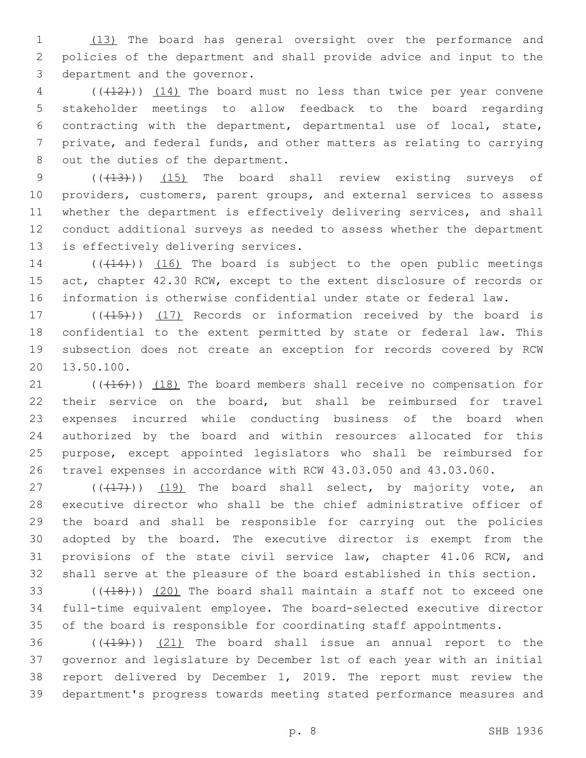(13) The board has general oversight over the performance and policies of the department and shall provide advice and input to the department and the governor.

(((12))) (14) The board must no less than twice per year convene stakeholder meetings to allow feedback to the board regarding contracting with the department, departmental use of local, state, private, and federal funds, and other matters as relating to carrying out the duties of the department.

(((13))) (15) The board shall review existing surveys of providers, customers, parent groups, and external services to assess whether the department is effectively delivering services, and shall conduct additional surveys as needed to assess whether the department is effectively delivering services.

(((14))) (16) The board is subject to the open public meetings act, chapter 42.30 RCW, except to the extent disclosure of records or information is otherwise confidential under state or federal law.

(((15))) (17) Records or information received by the board is confidential to the extent permitted by state or federal law. This subsection does not create an exception for records covered by RCW 13.50.100.

(((16))) (18) The board members shall receive no compensation for their service on the board, but shall be reimbursed for travel expenses incurred while conducting business of the board when authorized by the board and within resources allocated for this purpose, except appointed legislators who shall be reimbursed for travel expenses in accordance with RCW 43.03.050 and 43.03.060.

(((17))) (19) The board shall select, by majority vote, an executive director who shall be the chief administrative officer of the board and shall be responsible for carrying out the policies adopted by the board. The executive director is exempt from the provisions of the state civil service law, chapter 41.06 RCW, and shall serve at the pleasure of the board established in this section.

(((18))) (20) The board shall maintain a staff not to exceed one full-time equivalent employee. The board-selected executive director of the board is responsible for coordinating staff appointments.

(((19))) (21) The board shall issue an annual report to the governor and legislature by December 1st of each year with an initial report delivered by December 1, 2019. The report must review the department's progress towards meeting stated performance measures and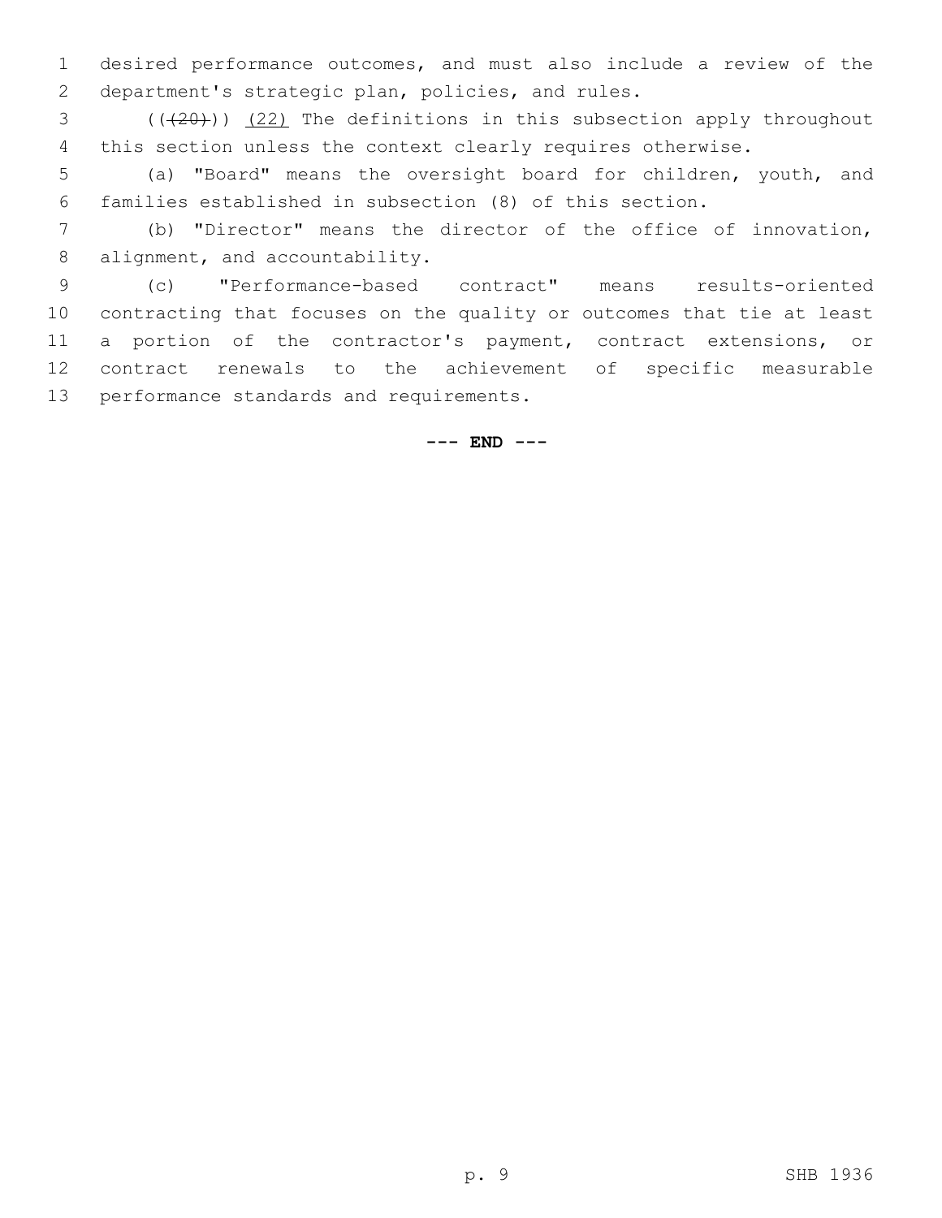desired performance outcomes, and must also include a review of the department's strategic plan, policies, and rules.

((~~(20)~~)) (22) The definitions in this subsection apply throughout this section unless the context clearly requires otherwise.

(a) "Board" means the oversight board for children, youth, and families established in subsection (8) of this section.

(b) "Director" means the director of the office of innovation, alignment, and accountability.

(c) "Performance-based contract" means results-oriented contracting that focuses on the quality or outcomes that tie at least a portion of the contractor's payment, contract extensions, or contract renewals to the achievement of specific measurable performance standards and requirements.

**--- END ---**